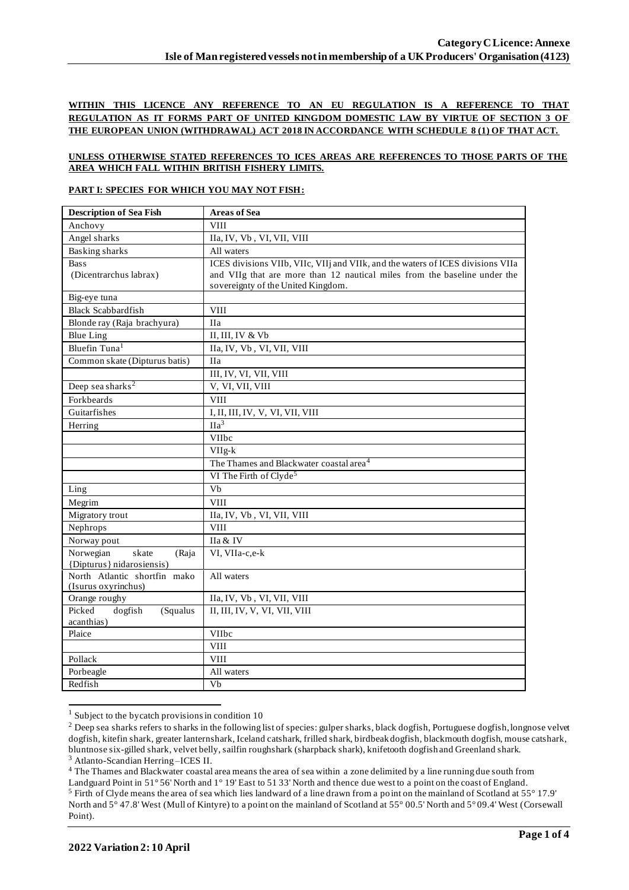**WITHIN THIS LICENCE ANY REFERENCE TO AN EU REGULATION IS A REFERENCE TO THAT REGULATION AS IT FORMS PART OF UNITED KINGDOM DOMESTIC LAW BY VIRTUE OF SECTION 3 OF THE EUROPEAN UNION (WITHDRAWAL) ACT 2018 IN ACCORDANCE WITH SCHEDULE 8 (1) OF THAT ACT.**

**UNLESS OTHERWISE STATED REFERENCES TO ICES AREAS ARE REFERENCES TO THOSE PARTS OF THE AREA WHICH FALL WITHIN BRITISH FISHERY LIMITS.**

**PART I: SPECIES FOR WHICH YOU MAY NOT FISH:**

| Description of Sea Fish | Areas of Sea |
|---|---|
| Anchovy | VIII |
| Angel sharks | IIa, IV, Vb , VI, VII, VIII |
| Basking sharks | All waters |
| Bass (Dicentrarchus labrax) | ICES divisions VIIb, VIIc, VIIj and VIIk, and the waters of ICES divisions VIIa and VIIg that are more than 12 nautical miles from the baseline under the sovereignty of the United Kingdom. |
| Big-eye tuna | |
| Black Scabbardfish | VIII |
| Blonde ray (Raja brachyura) | IIa |
| Blue Ling | II, III, IV & Vb |
| Bluefin Tuna[1] | IIa, IV, Vb , VI, VII, VIII |
| Common skate (Dipturus batis) | IIa |
| | III, IV, VI, VII, VIII |
| Deep sea sharks[2] | V, VI, VII, VIII |
| Forkbeards | VIII |
| Guitarfishes | I, II, III, IV, V, VI, VII, VIII |
| Herring | IIa[3] |
| | VIIbc |
| | VIIg-k |
| | The Thames and Blackwater coastal area[4] |
| | VI The Firth of Clyde[5] |
| Ling | Vb |
| Megrim | VIII |
| Migratory trout | IIa, IV, Vb , VI, VII, VIII |
| Nephrops | VIII |
| Norway pout | IIa & IV |
| Norwegian skate (Raja {Dipturus} nidarosiensis) | VI, VIIa-c,e-k |
| North Atlantic shortfin mako (Isurus oxyrinchus) | All waters |
| Orange roughy | IIa, IV, Vb , VI, VII, VIII |
| Picked dogfish (Squalus acanthias) | II, III, IV, V, VI, VII, VIII |
| Plaice | VIIbc |
| | VIII |
| Pollack | VIII |
| Porbeagle | All waters |
| Redfish | Vb |

[1] Subject to the bycatch provisions in condition 10

[2] Deep sea sharks refers to sharks in the following list of species: gulper sharks, black dogfish, Portuguese dogfish, longnose velvet dogfish, kitefin shark, greater lanternshark, Iceland catshark, frilled shark, birdbeak dogfish, blackmouth dogfish, mouse catshark, bluntnose six-gilled shark, velvet belly, sailfin roughshark (sharpback shark), knifetooth dogfish and Greenland shark.

[3] Atlanto-Scandian Herring –ICES II.

[4] The Thames and Blackwater coastal area means the area of sea within a zone delimited by a line running due south from Landguard Point in 51° 56' North and 1° 19' East to 51 33' North and thence due west to a point on the coast of England.

[5] Firth of Clyde means the area of sea which lies landward of a line drawn from a point on the mainland of Scotland at 55° 17.9' North and 5° 47.8' West (Mull of Kintyre) to a point on the mainland of Scotland at 55° 00.5' North and 5° 09.4' West (Corsewall Point).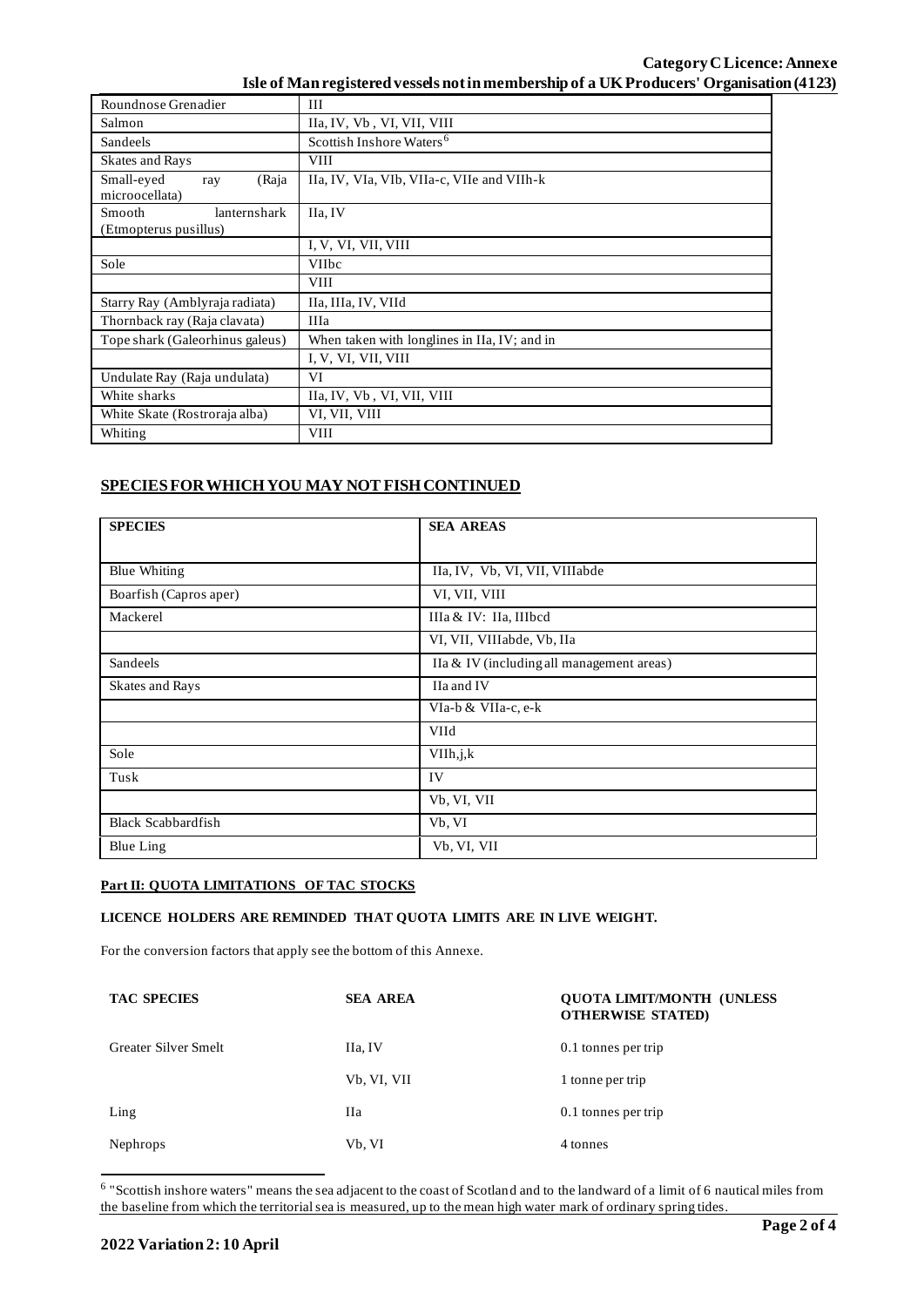| | |
|---|---|
| Roundnose Grenadier | III |
| Salmon | IIa, IV, Vb , VI, VII, VIII |
| Sandeels | Scottish Inshore Waters[6] |
| Skates and Rays | VIII |
| Small-eyed ray (Raja microocellata) | IIa, IV, VIa, VIb, VIIa-c, VIIe and VIIh-k |
| Smooth lanternshark (Etmopterus pusillus) | IIa, IV |
| | I, V, VI, VII, VIII |
| Sole | VIIbc |
| | VIII |
| Starry Ray (Amblyraja radiata) | IIa, IIIa, IV, VIId |
| Thornback ray (Raja clavata) | IIIa |
| Tope shark (Galeorhinus galeus) | When taken with longlines in IIa, IV; and in |
| | I, V, VI, VII, VIII |
| Undulate Ray (Raja undulata) | VI |
| White sharks | IIa, IV, Vb , VI, VII, VIII |
| White Skate (Rostroraja alba) | VI, VII, VIII |
| Whiting | VIII |

## SPECIES FOR WHICH YOU MAY NOT FISH CONTINUED

| SPECIES | SEA AREAS |
|---|---|
| Blue Whiting | IIa, IV, Vb, VI, VII, VIIIabde |
| Boarfish (Capros aper) | VI, VII, VIII |
| Mackerel | IIIa & IV: IIa, IIIbcd |
| | VI, VII, VIIIabde, Vb, IIa |
| Sandeels | IIa & IV (including all management areas) |
| Skates and Rays | IIa and IV |
| | VIa-b & VIIa-c, e-k |
| | VIId |
| Sole | VIIh,j,k |
| Tusk | IV |
| | Vb, VI, VII |
| Black Scabbardfish | Vb, VI |
| Blue Ling | Vb, VI, VII |

### Part II: QUOTA LIMITATIONS OF TAC STOCKS

**LICENCE HOLDERS ARE REMINDED THAT QUOTA LIMITS ARE IN LIVE WEIGHT.**

For the conversion factors that apply see the bottom of this Annexe.

| TAC SPECIES | SEA AREA | QUOTA LIMIT/MONTH (UNLESS OTHERWISE STATED) |
|---|---|---|
| Greater Silver Smelt | IIa, IV | 0.1 tonnes per trip |
| | Vb, VI, VII | 1 tonne per trip |
| Ling | IIa | 0.1 tonnes per trip |
| Nephrops | Vb, VI | 4 tonnes |

[6] "Scottish inshore waters" means the sea adjacent to the coast of Scotland and to the landward of a limit of 6 nautical miles from the baseline from which the territorial sea is measured, up to the mean high water mark of ordinary spring tides.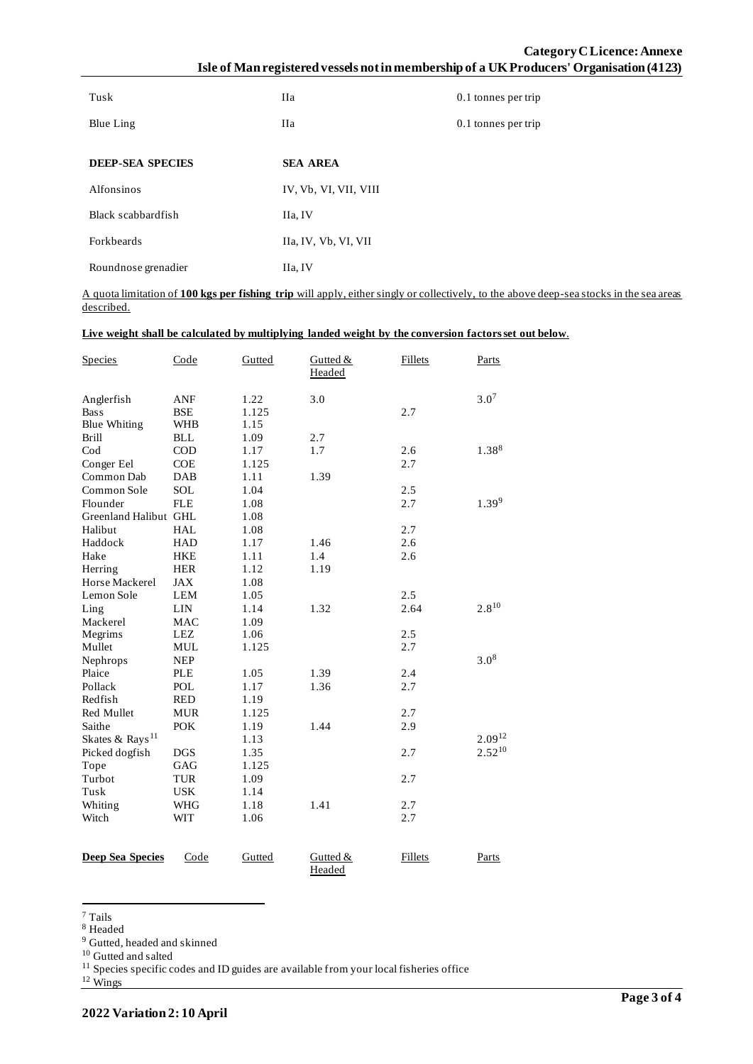| | | |
|---|---|---|
| Tusk | IIa | 0.1 tonnes per trip |
| Blue Ling | IIa | 0.1 tonnes per trip |

| **DEEP-SEA SPECIES** | **SEA AREA** |
|---|---|
| Alfonsinos | IV, Vb, VI, VII, VIII |
| Black scabbardfish | IIa, IV |
| Forkbeards | IIa, IV, Vb, VI, VII |
| Roundnose grenadier | IIa, IV |

A quota limitation of **100 kgs per fishing trip** will apply, either singly or collectively, to the above deep-sea stocks in the sea areas described.

**Live weight shall be calculated by multiplying landed weight by the conversion factors set out below**.

| Species | Code | Gutted | Gutted & Headed | Fillets | Parts |
|---|---|---|---|---|---|
| Anglerfish | ANF | 1.22 | 3.0 | | 3.0[7] |
| Bass | BSE | 1.125 | | 2.7 | |
| Blue Whiting | WHB | 1.15 | | | |
| Brill | BLL | 1.09 | 2.7 | | |
| Cod | COD | 1.17 | 1.7 | 2.6 | 1.38[8] |
| Conger Eel | COE | 1.125 | | 2.7 | |
| Common Dab | DAB | 1.11 | 1.39 | | |
| Common Sole | SOL | 1.04 | | 2.5 | |
| Flounder | FLE | 1.08 | | 2.7 | 1.39[9] |
| Greenland Halibut | GHL | 1.08 | | | |
| Halibut | HAL | 1.08 | | 2.7 | |
| Haddock | HAD | 1.17 | 1.46 | 2.6 | |
| Hake | HKE | 1.11 | 1.4 | 2.6 | |
| Herring | HER | 1.12 | 1.19 | | |
| Horse Mackerel | JAX | 1.08 | | | |
| Lemon Sole | LEM | 1.05 | | 2.5 | |
| Ling | LIN | 1.14 | 1.32 | 2.64 | 2.8[10] |
| Mackerel | MAC | 1.09 | | | |
| Megrims | LEZ | 1.06 | | 2.5 | |
| Mullet | MUL | 1.125 | | 2.7 | |
| Nephrops | NEP | | | | 3.0[8] |
| Plaice | PLE | 1.05 | 1.39 | 2.4 | |
| Pollack | POL | 1.17 | 1.36 | 2.7 | |
| Redfish | RED | 1.19 | | | |
| Red Mullet | MUR | 1.125 | | 2.7 | |
| Saithe | POK | 1.19 | 1.44 | 2.9 | |
| Skates & Rays[11] | | 1.13 | | | 2.09[12] |
| Picked dogfish | DGS | 1.35 | | 2.7 | 2.52[10] |
| Tope | GAG | 1.125 | | | |
| Turbot | TUR | 1.09 | | 2.7 | |
| Tusk | USK | 1.14 | | | |
| Whiting | WHG | 1.18 | 1.41 | 2.7 | |
| Witch | WIT | 1.06 | | 2.7 | |

| **Deep Sea Species** | Code | Gutted | Gutted & Headed | Fillets | Parts |
|---|---|---|---|---|---|

[7] Tails
[8] Headed
[9] Gutted, headed and skinned
[10] Gutted and salted
[11] Species specific codes and ID guides are available from your local fisheries office
[12] Wings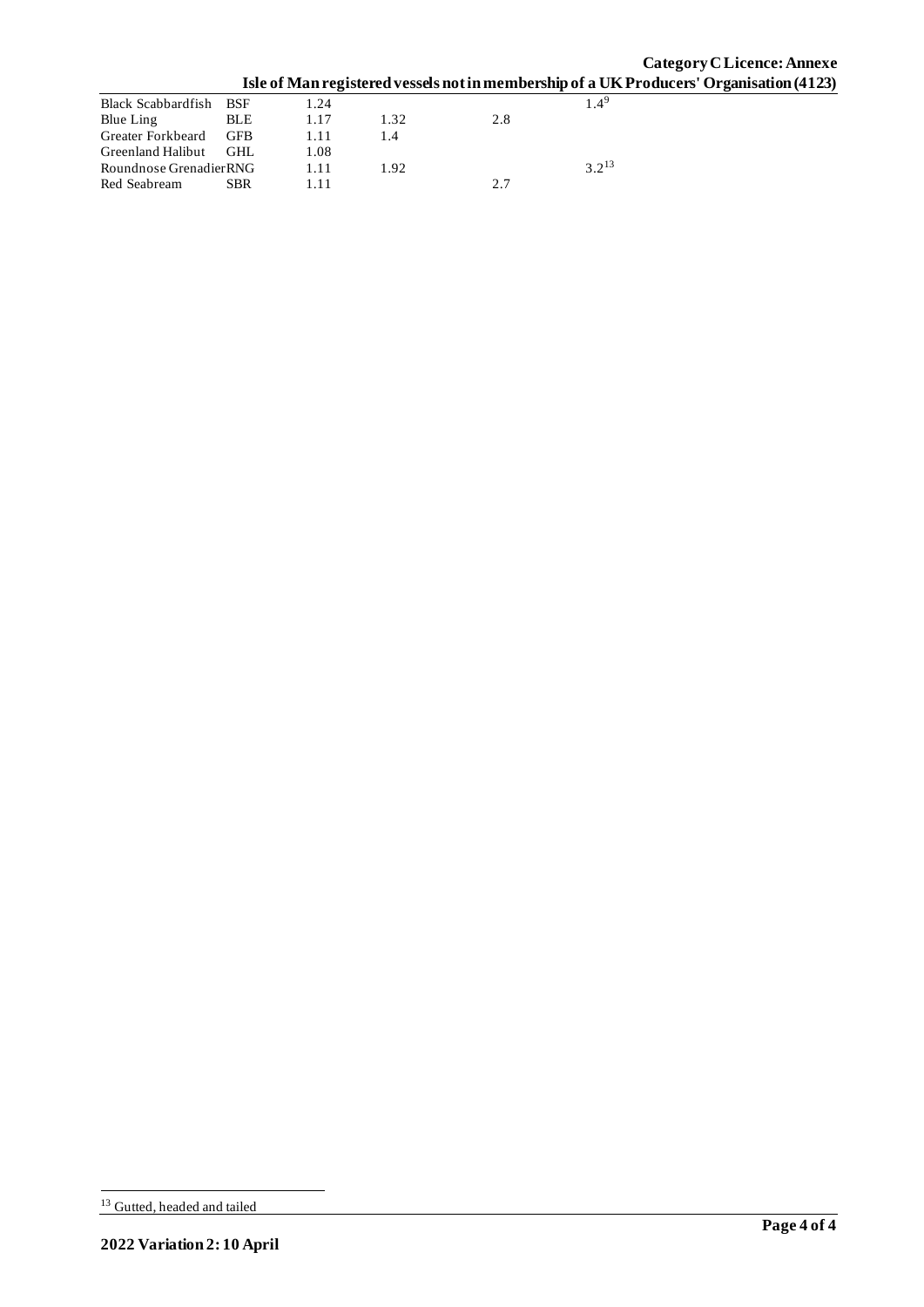| | | | | | |
|---|---|---|---|---|---|
| Black Scabbardfish | BSF | 1.24 | | | 1.4[9] |
| Blue Ling | BLE | 1.17 | 1.32 | 2.8 | |
| Greater Forkbeard | GFB | 1.11 | 1.4 | | |
| Greenland Halibut | GHL | 1.08 | | | |
| Roundnose Grenadier | RNG | 1.11 | 1.92 | | 3.2[13] |
| Red Seabream | SBR | 1.11 | | 2.7 | |

[13] Gutted, headed and tailed